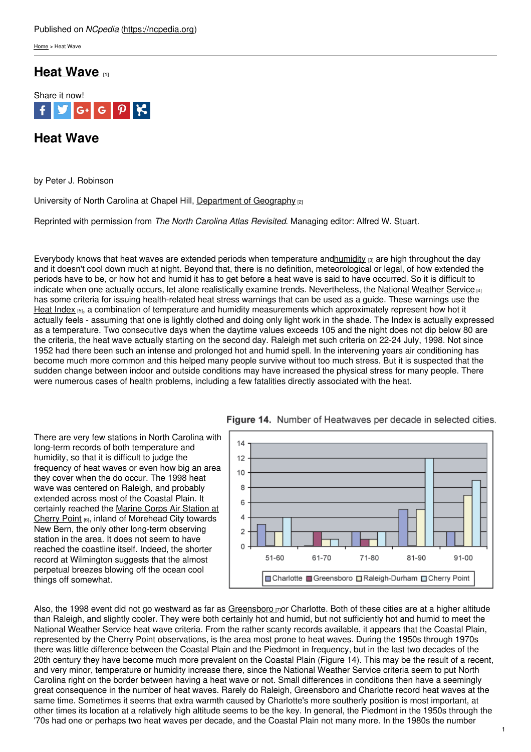Published on *NCpedia* (https://ncpedia.org)

Home > Heat Wave

# Heat Wave [1]

Share it now!

## Heat Wave

by Peter J. Robinson

University of North Carolina at Chapel Hill, Department of Geography [2]

Reprinted with permission from *The North Carolina Atlas Revisited*. Managing editor: Alfred W. Stuart.

Everybody knows that heat waves are extended periods when temperature andhumidity [3] are high throughout the day and it doesn't cool down much at night. Beyond that, there is no definition, meteorological or legal, of how extended the periods have to be, or how hot and humid it has to get before a heat wave is said to have occurred. So it is difficult to indicate when one actually occurs, let alone realistically examine trends. Nevertheless, the National Weather Service [4] has some criteria for issuing health-related heat stress warnings that can be used as a guide. These warnings use the Heat Index [5], a combination of temperature and humidity measurements which approximately represent how hot it actually feels - assuming that one is lightly clothed and doing only light work in the shade. The Index is actually expressed as a temperature. Two consecutive days when the daytime values exceeds 105 and the night does not dip below 80 are the criteria, the heat wave actually starting on the second day. Raleigh met such criteria on 22-24 July, 1998. Not since 1952 had there been such an intense and prolonged hot and humid spell. In the intervening years air conditioning has become much more common and this helped many people survive without too much stress. But it is suspected that the sudden change between indoor and outside conditions may have increased the physical stress for many people. There were numerous cases of health problems, including a few fatalities directly associated with the heat.

There are very few stations in North Carolina with long-term records of both temperature and humidity, so that it is difficult to judge the frequency of heat waves or even how big an area they cover when the do occur. The 1998 heat wave was centered on Raleigh, and probably extended across most of the Coastal Plain. It certainly reached the Marine Corps Air Station at Cherry Point [6], inland of Morehead City towards New Bern, the only other long-term observing station in the area. It does not seem to have reached the coastline itself. Indeed, the shorter record at Wilmington suggests that the almost perpetual breezes blowing off the ocean cool things off somewhat.

**Figure 14.** Number of Heatwaves per decade in selected cities.

| Decade | Charlotte | Greensboro | Raleigh-Durham | Cherry Point |
|---|---|---|---|---|
| 51-60 | 3 | 0 | 2 | 4 |
| 61-70 | 0 | 2 | 1 | 1 |
| 71-80 | 2 | 1 | 1 | 2 |
| 81-90 | 5 | 0 | 5 | 12 |
| 91-00 | 2 | 0 | 7 | 9 |

Also, the 1998 event did not go westward as far as Greensboro [7]or Charlotte. Both of these cities are at a higher altitude than Raleigh, and slightly cooler. They were both certainly hot and humid, but not sufficiently hot and humid to meet the National Weather Service heat wave criteria. From the rather scanty records available, it appears that the Coastal Plain, represented by the Cherry Point observations, is the area most prone to heat waves. During the 1950s through 1970s there was little difference between the Coastal Plain and the Piedmont in frequency, but in the last two decades of the 20th century they have become much more prevalent on the Coastal Plain (Figure 14). This may be the result of a recent, and very minor, temperature or humidity increase there, since the National Weather Service criteria seem to put North Carolina right on the border between having a heat wave or not. Small differences in conditions then have a seemingly great consequence in the number of heat waves. Rarely do Raleigh, Greensboro and Charlotte record heat waves at the same time. Sometimes it seems that extra warmth caused by Charlotte's more southerly position is most important, at other times its location at a relatively high altitude seems to be the key. In general, the Piedmont in the 1950s through the '70s had one or perhaps two heat waves per decade, and the Coastal Plain not many more. In the 1980s the number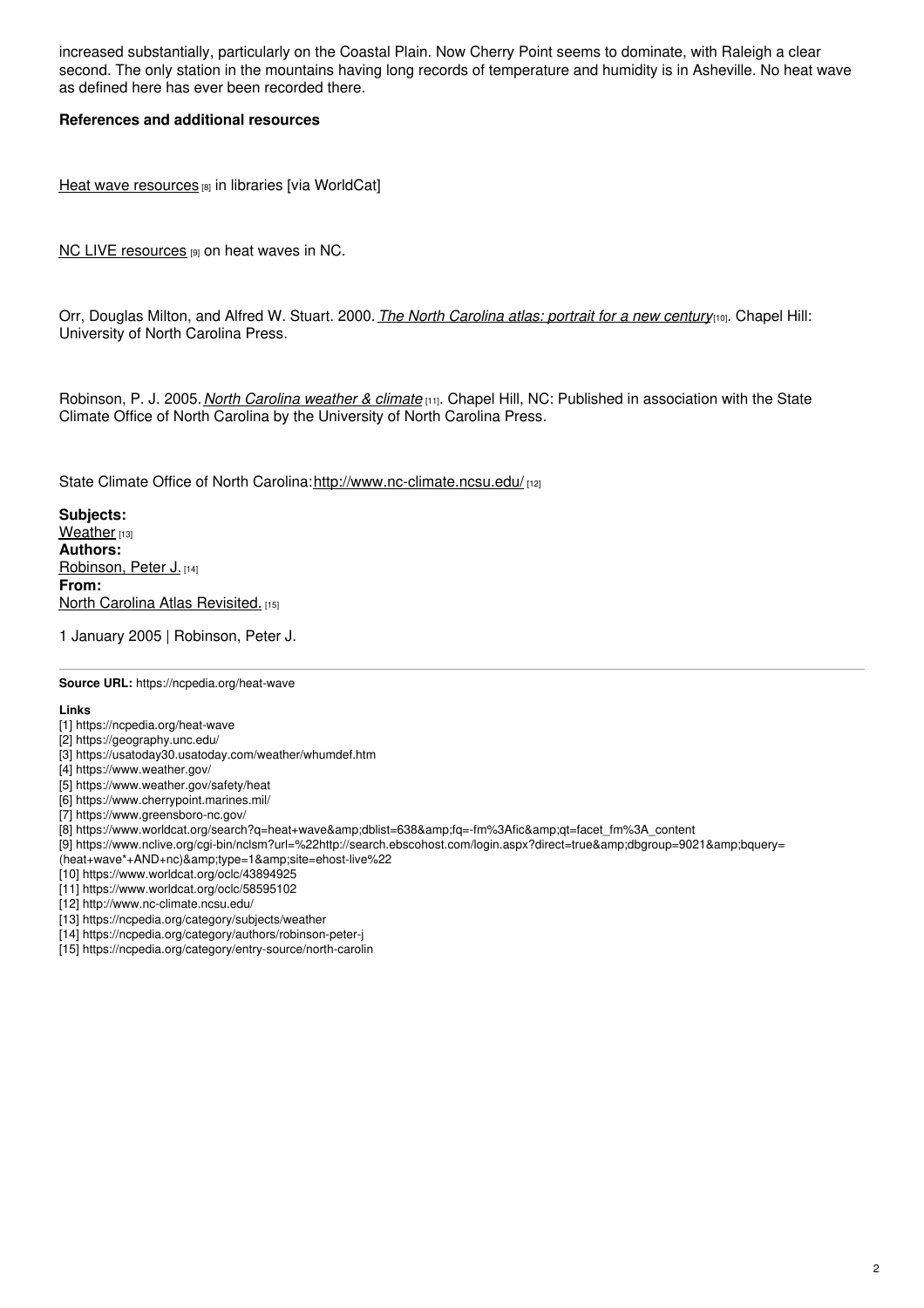increased substantially, particularly on the Coastal Plain. Now Cherry Point seems to dominate, with Raleigh a clear second. The only station in the mountains having long records of temperature and humidity is in Asheville. No heat wave as defined here has ever been recorded there.

### References and additional resources

Heat wave resources [8] in libraries [via WorldCat]

NC LIVE resources [9] on heat waves in NC.

Orr, Douglas Milton, and Alfred W. Stuart. 2000. *The North Carolina atlas: portrait for a new century* [10]. Chapel Hill: University of North Carolina Press.

Robinson, P. J. 2005. *North Carolina weather & climate* [11]. Chapel Hill, NC: Published in association with the State Climate Office of North Carolina by the University of North Carolina Press.

State Climate Office of North Carolina: http://www.nc-climate.ncsu.edu/ [12]

**Subjects:**
Weather [13]
**Authors:**
Robinson, Peter J. [14]
**From:**
North Carolina Atlas Revisited. [15]

1 January 2005 | Robinson, Peter J.

**Source URL:** https://ncpedia.org/heat-wave

**Links**
[1] https://ncpedia.org/heat-wave
[2] https://geography.unc.edu/
[3] https://usatoday30.usatoday.com/weather/whumdef.htm
[4] https://www.weather.gov/
[5] https://www.weather.gov/safety/heat
[6] https://www.cherrypoint.marines.mil/
[7] https://www.greensboro-nc.gov/
[8] https://www.worldcat.org/search?q=heat+wave&amp;dblist=638&amp;fq=-fm%3Afic&amp;qt=facet_fm%3A_content
[9] https://www.nclive.org/cgi-bin/nclsm?url=%22http://search.ebscohost.com/login.aspx?direct=true&amp;dbgroup=9021&amp;bquery=(heat+wave*+AND+nc)&amp;type=1&amp;site=ehost-live%22
[10] https://www.worldcat.org/oclc/43894925
[11] https://www.worldcat.org/oclc/58595102
[12] http://www.nc-climate.ncsu.edu/
[13] https://ncpedia.org/category/subjects/weather
[14] https://ncpedia.org/category/authors/robinson-peter-j
[15] https://ncpedia.org/category/entry-source/north-carolin